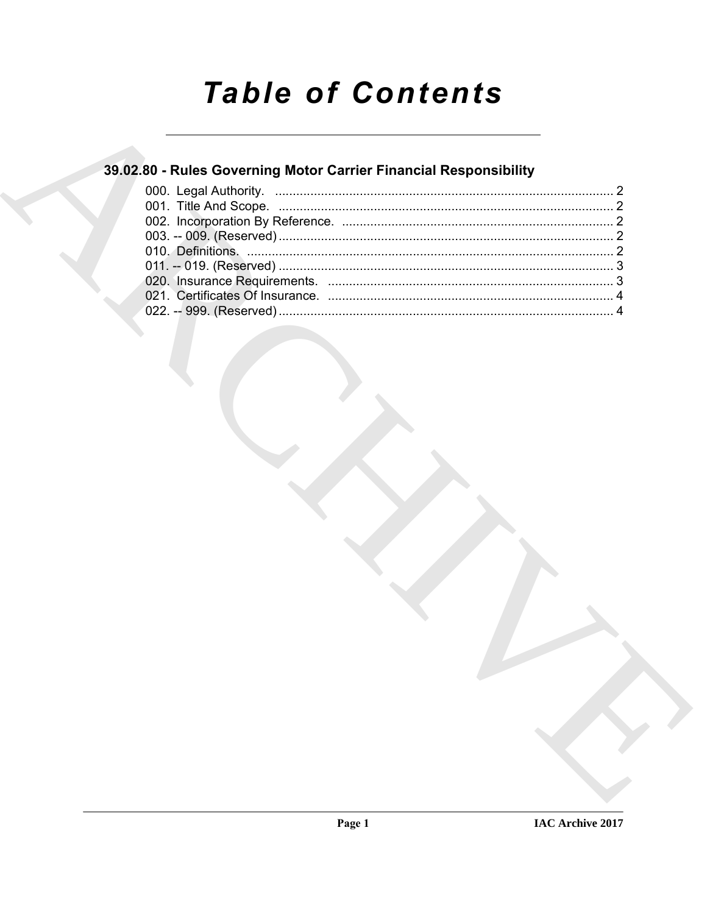# Table of Contents

## 39.02.80 - Rules Governing Motor Carrier Financial Responsibility

000. Legal Authority. ........................................................................................ 2
001. Title And Scope. ........................................................................................ 2
002. Incorporation By Reference. ........................................................................ 2
003. -- 009. (Reserved) ........................................................................................ 2
010. Definitions. .................................................................................................. 2
011. -- 019. (Reserved) ........................................................................................ 3
020. Insurance Requirements. ............................................................................. 3
021. Certificates Of Insurance. ............................................................................ 4
022. -- 999. (Reserved) ........................................................................................ 4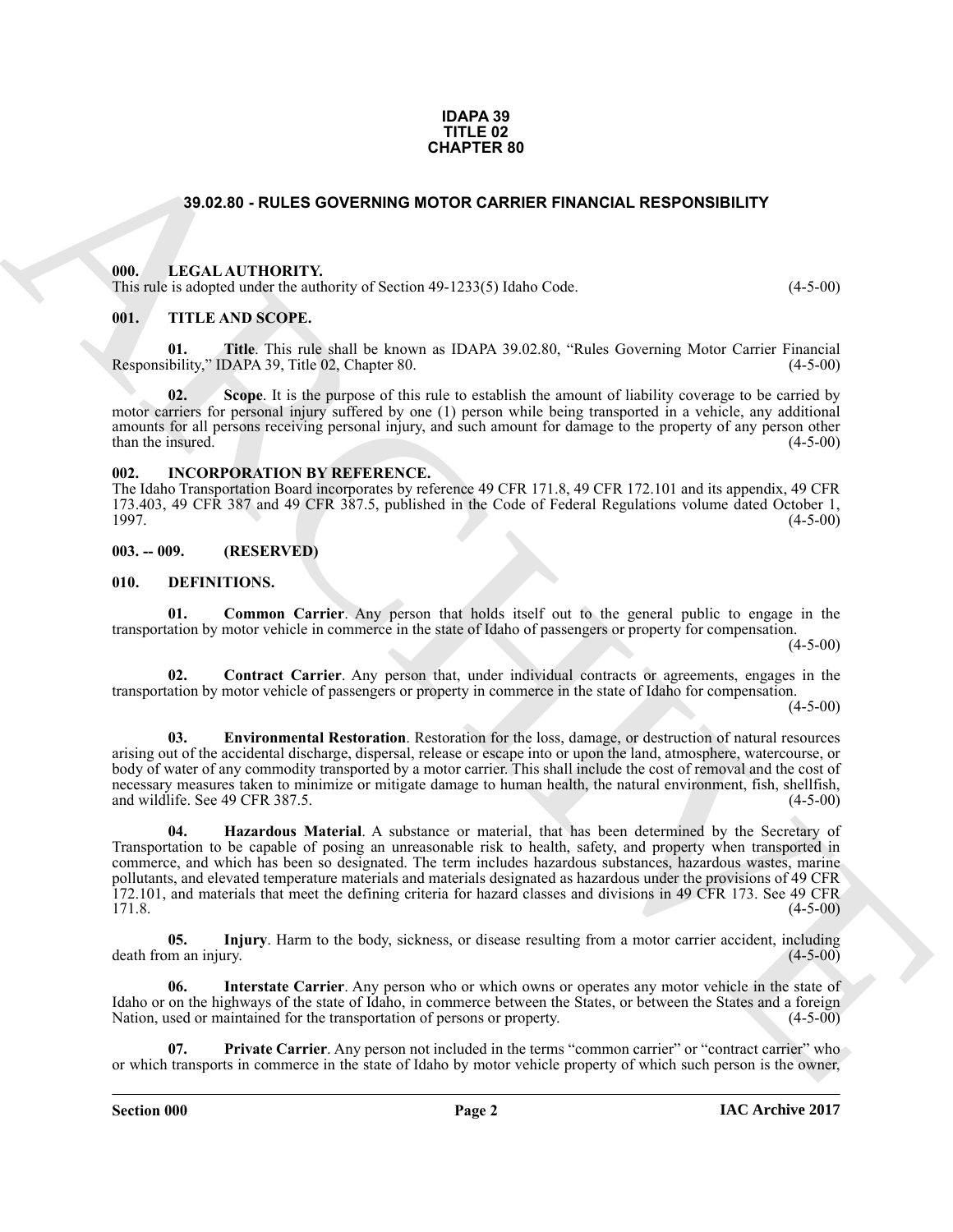**IDAPA 39**
**TITLE 02**
**CHAPTER 80**

# 39.02.80 - RULES GOVERNING MOTOR CARRIER FINANCIAL RESPONSIBILITY

## 000. LEGAL AUTHORITY.

This rule is adopted under the authority of Section 49-1233(5) Idaho Code. (4-5-00)

## 001. TITLE AND SCOPE.

**01. Title**. This rule shall be known as IDAPA 39.02.80, "Rules Governing Motor Carrier Financial Responsibility," IDAPA 39, Title 02, Chapter 80. (4-5-00)

**02. Scope**. It is the purpose of this rule to establish the amount of liability coverage to be carried by motor carriers for personal injury suffered by one (1) person while being transported in a vehicle, any additional amounts for all persons receiving personal injury, and such amount for damage to the property of any person other than the insured. (4-5-00)

## 002. INCORPORATION BY REFERENCE.

The Idaho Transportation Board incorporates by reference 49 CFR 171.8, 49 CFR 172.101 and its appendix, 49 CFR 173.403, 49 CFR 387 and 49 CFR 387.5, published in the Code of Federal Regulations volume dated October 1, 1997. (4-5-00)

## 003. -- 009. (RESERVED)

## 010. DEFINITIONS.

**01. Common Carrier**. Any person that holds itself out to the general public to engage in the transportation by motor vehicle in commerce in the state of Idaho of passengers or property for compensation. (4-5-00)

**02. Contract Carrier**. Any person that, under individual contracts or agreements, engages in the transportation by motor vehicle of passengers or property in commerce in the state of Idaho for compensation. (4-5-00)

**03. Environmental Restoration**. Restoration for the loss, damage, or destruction of natural resources arising out of the accidental discharge, dispersal, release or escape into or upon the land, atmosphere, watercourse, or body of water of any commodity transported by a motor carrier. This shall include the cost of removal and the cost of necessary measures taken to minimize or mitigate damage to human health, the natural environment, fish, shellfish, and wildlife. See 49 CFR 387.5. (4-5-00)

**04. Hazardous Material**. A substance or material, that has been determined by the Secretary of Transportation to be capable of posing an unreasonable risk to health, safety, and property when transported in commerce, and which has been so designated. The term includes hazardous substances, hazardous wastes, marine pollutants, and elevated temperature materials and materials designated as hazardous under the provisions of 49 CFR 172.101, and materials that meet the defining criteria for hazard classes and divisions in 49 CFR 173. See 49 CFR 171.8. (4-5-00)

**05. Injury**. Harm to the body, sickness, or disease resulting from a motor carrier accident, including death from an injury. (4-5-00)

**06. Interstate Carrier**. Any person who or which owns or operates any motor vehicle in the state of Idaho or on the highways of the state of Idaho, in commerce between the States, or between the States and a foreign Nation, used or maintained for the transportation of persons or property. (4-5-00)

**07. Private Carrier**. Any person not included in the terms "common carrier" or "contract carrier" who or which transports in commerce in the state of Idaho by motor vehicle property of which such person is the owner,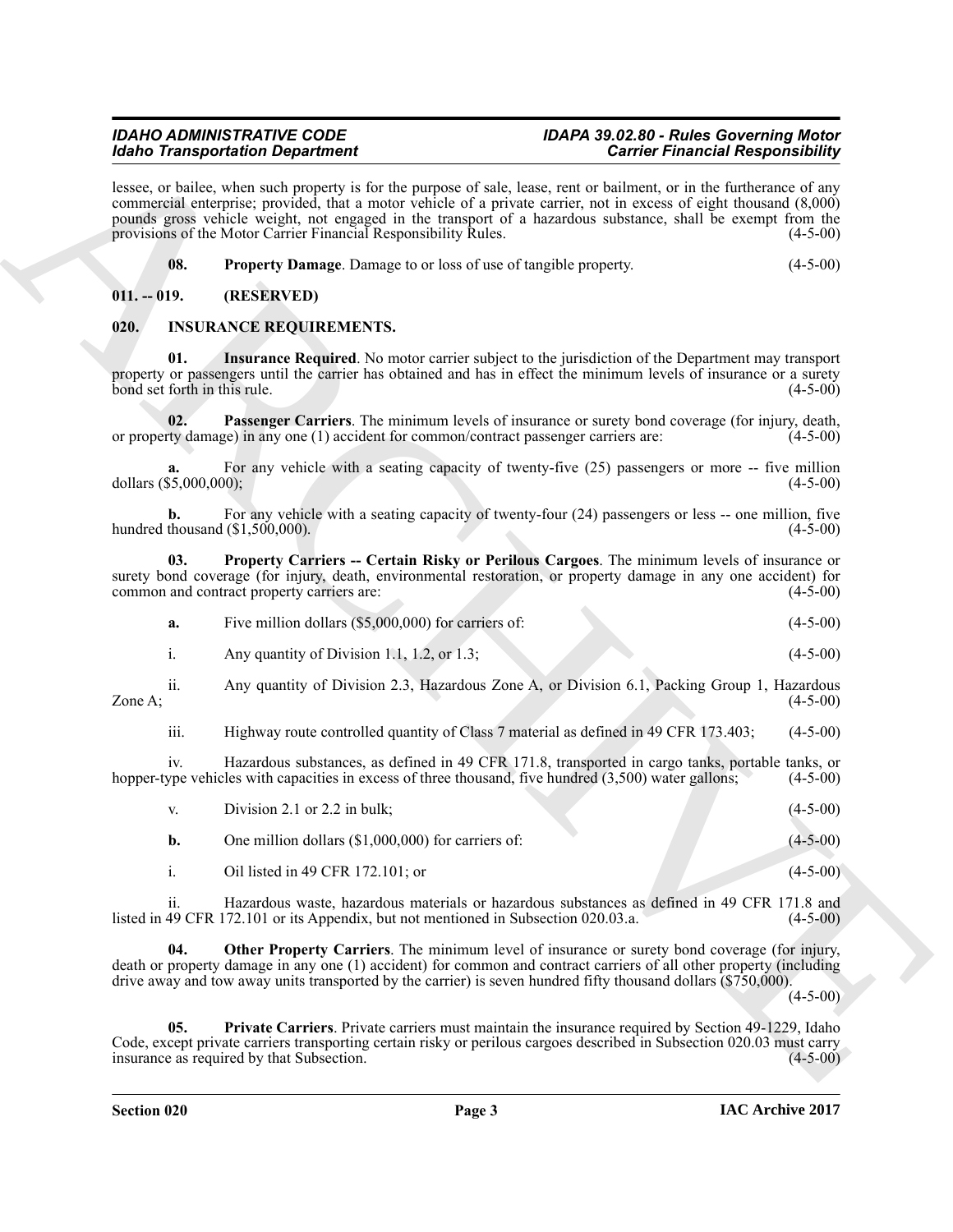lessee, or bailee, when such property is for the purpose of sale, lease, rent or bailment, or in the furtherance of any commercial enterprise; provided, that a motor vehicle of a private carrier, not in excess of eight thousand (8,000) pounds gross vehicle weight, not engaged in the transport of a hazardous substance, shall be exempt from the provisions of the Motor Carrier Financial Responsibility Rules. (4-5-00)

**08. Property Damage**. Damage to or loss of use of tangible property. (4-5-00)

## 011. -- 019. (RESERVED)

## 020. INSURANCE REQUIREMENTS.

**01. Insurance Required**. No motor carrier subject to the jurisdiction of the Department may transport property or passengers until the carrier has obtained and has in effect the minimum levels of insurance or a surety bond set forth in this rule. (4-5-00)

**02. Passenger Carriers**. The minimum levels of insurance or surety bond coverage (for injury, death, or property damage) in any one (1) accident for common/contract passenger carriers are: (4-5-00)

**a.** For any vehicle with a seating capacity of twenty-five (25) passengers or more -- five million dollars ($5,000,000); (4-5-00)

**b.** For any vehicle with a seating capacity of twenty-four (24) passengers or less -- one million, five hundred thousand ($1,500,000). (4-5-00)

**03. Property Carriers -- Certain Risky or Perilous Cargoes**. The minimum levels of insurance or surety bond coverage (for injury, death, environmental restoration, or property damage in any one accident) for common and contract property carriers are: (4-5-00)

**a.** Five million dollars ($5,000,000) for carriers of: (4-5-00)

i. Any quantity of Division 1.1, 1.2, or 1.3; (4-5-00)

ii. Any quantity of Division 2.3, Hazardous Zone A, or Division 6.1, Packing Group 1, Hazardous Zone A; (4-5-00)

iii. Highway route controlled quantity of Class 7 material as defined in 49 CFR 173.403; (4-5-00)

iv. Hazardous substances, as defined in 49 CFR 171.8, transported in cargo tanks, portable tanks, or hopper-type vehicles with capacities in excess of three thousand, five hundred (3,500) water gallons; (4-5-00)

v. Division 2.1 or 2.2 in bulk; (4-5-00)

**b.** One million dollars ($1,000,000) for carriers of: (4-5-00)

i. Oil listed in 49 CFR 172.101; or (4-5-00)

ii. Hazardous waste, hazardous materials or hazardous substances as defined in 49 CFR 171.8 and listed in 49 CFR 172.101 or its Appendix, but not mentioned in Subsection 020.03.a. (4-5-00)

**04. Other Property Carriers**. The minimum level of insurance or surety bond coverage (for injury, death or property damage in any one (1) accident) for common and contract carriers of all other property (including drive away and tow away units transported by the carrier) is seven hundred fifty thousand dollars ($750,000). (4-5-00)

**05. Private Carriers**. Private carriers must maintain the insurance required by Section 49-1229, Idaho Code, except private carriers transporting certain risky or perilous cargoes described in Subsection 020.03 must carry insurance as required by that Subsection. (4-5-00)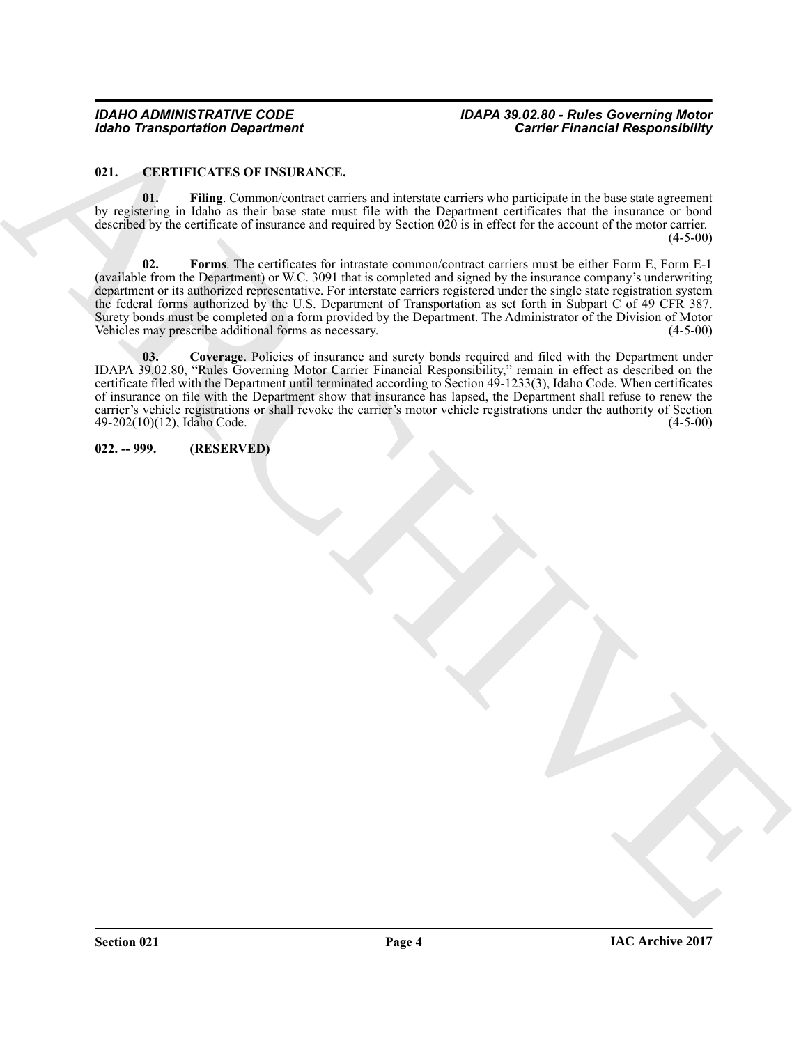### 021. CERTIFICATES OF INSURANCE.

**01. Filing**. Common/contract carriers and interstate carriers who participate in the base state agreement by registering in Idaho as their base state must file with the Department certificates that the insurance or bond described by the certificate of insurance and required by Section 020 is in effect for the account of the motor carrier. (4-5-00)

**02. Forms**. The certificates for intrastate common/contract carriers must be either Form E, Form E-1 (available from the Department) or W.C. 3091 that is completed and signed by the insurance company's underwriting department or its authorized representative. For interstate carriers registered under the single state registration system the federal forms authorized by the U.S. Department of Transportation as set forth in Subpart C of 49 CFR 387. Surety bonds must be completed on a form provided by the Department. The Administrator of the Division of Motor Vehicles may prescribe additional forms as necessary. (4-5-00)

**03. Coverage**. Policies of insurance and surety bonds required and filed with the Department under IDAPA 39.02.80, "Rules Governing Motor Carrier Financial Responsibility," remain in effect as described on the certificate filed with the Department until terminated according to Section 49-1233(3), Idaho Code. When certificates of insurance on file with the Department show that insurance has lapsed, the Department shall refuse to renew the carrier's vehicle registrations or shall revoke the carrier's motor vehicle registrations under the authority of Section 49-202(10)(12), Idaho Code. (4-5-00)

### 022. -- 999. (RESERVED)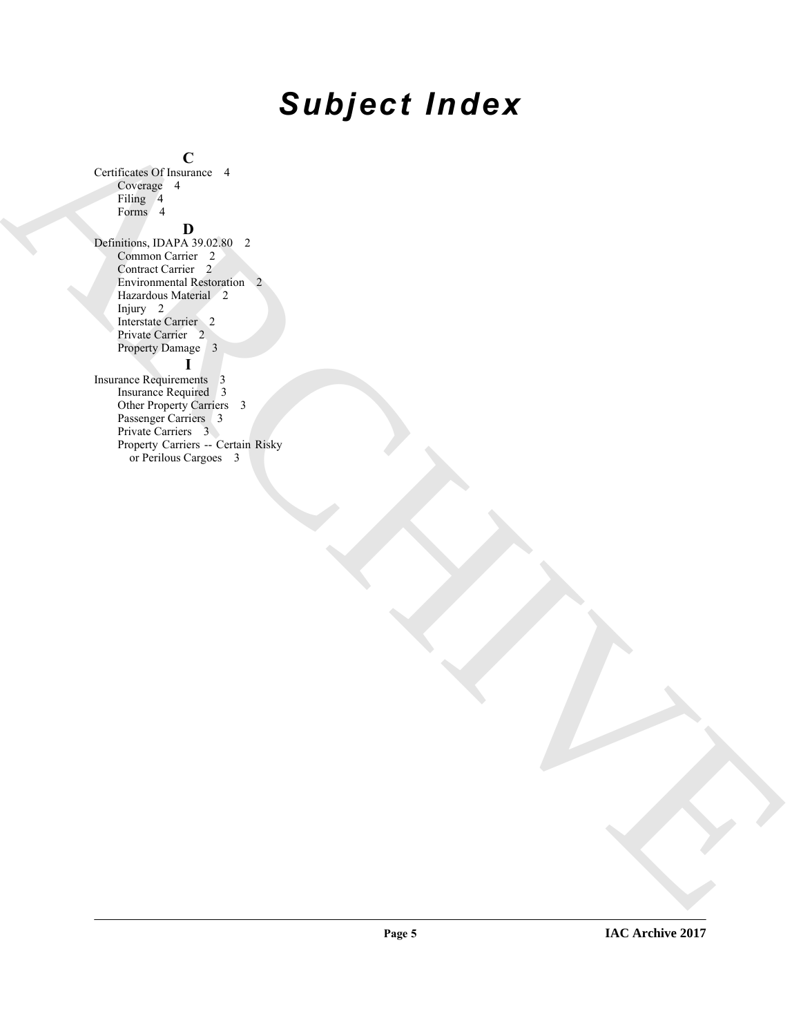# *Subject Index*

**C**

Certificates Of Insurance 4
- Coverage 4
- Filing 4
- Forms 4

**D**

Definitions, IDAPA 39.02.80 2
- Common Carrier 2
- Contract Carrier 2
- Environmental Restoration 2
- Hazardous Material 2
- Injury 2
- Interstate Carrier 2
- Private Carrier 2
- Property Damage 3

**I**

Insurance Requirements 3
- Insurance Required 3
- Other Property Carriers 3
- Passenger Carriers 3
- Private Carriers 3
- Property Carriers -- Certain Risky or Perilous Cargoes 3